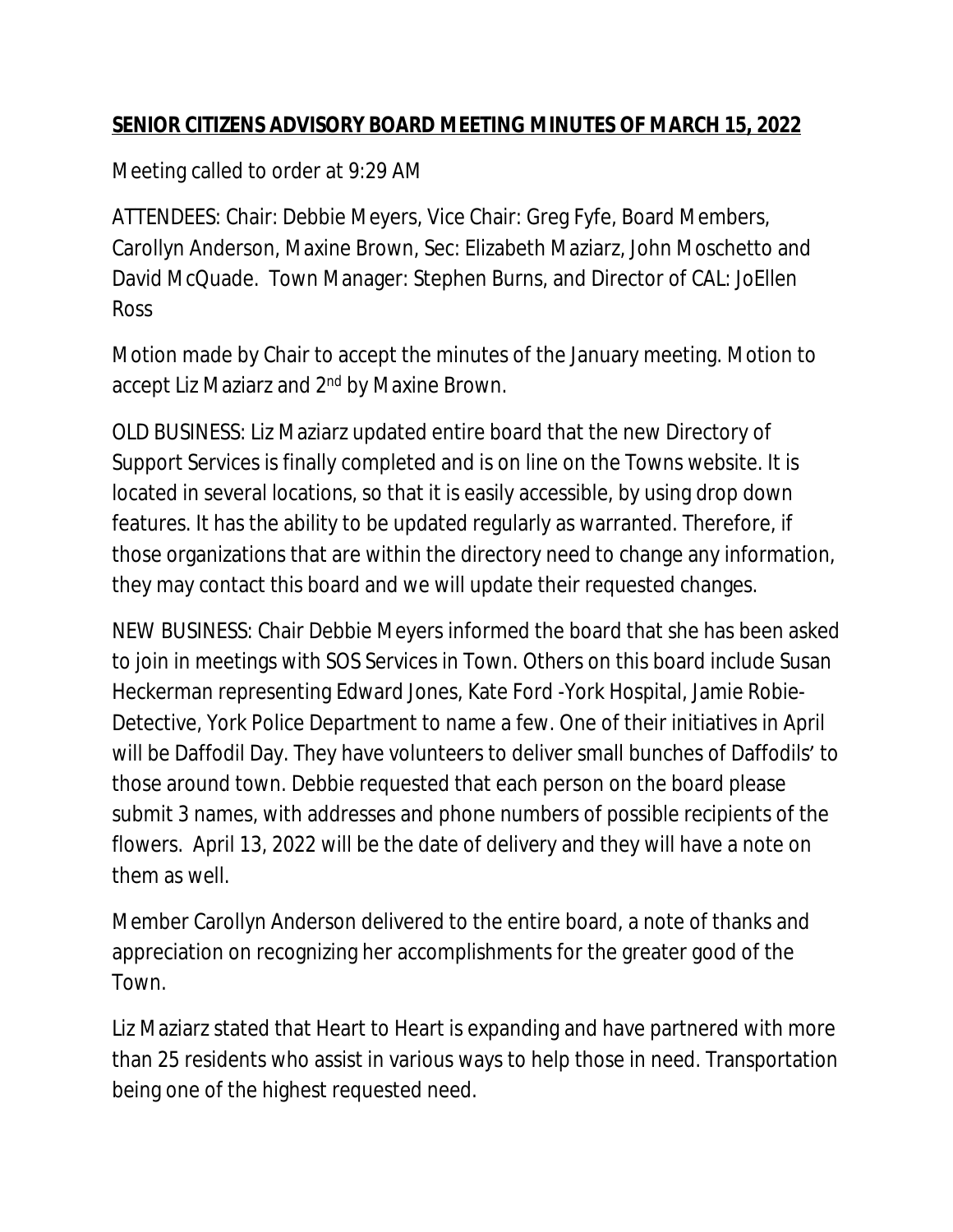**SENIOR CITIZENS ADVISORY BOARD MEETING MINUTES OF MARCH 15, 2022**

Meeting called to order at 9:29 AM

ATTENDEES: Chair: Debbie Meyers, Vice Chair: Greg Fyfe, Board Members, Carollyn Anderson, Maxine Brown, Sec: Elizabeth Maziarz, John Moschetto and David McQuade. Town Manager: Stephen Burns, and Director of CAL: JoEllen Ross

Motion made by Chair to accept the minutes of the January meeting. Motion to accept Liz Maziarz and 2nd by Maxine Brown.

OLD BUSINESS: Liz Maziarz updated entire board that the new Directory of Support Services is finally completed and is on line on the Towns website. It is located in several locations, so that it is easily accessible, by using drop down features. It has the ability to be updated regularly as warranted. Therefore, if those organizations that are within the directory need to change any information, they may contact this board and we will update their requested changes.

NEW BUSINESS: Chair Debbie Meyers informed the board that she has been asked to join in meetings with SOS Services in Town. Others on this board include Susan Heckerman representing Edward Jones, Kate Ford -York Hospital, Jamie Robie-Detective, York Police Department to name a few. One of their initiatives in April will be Daffodil Day. They have volunteers to deliver small bunches of Daffodils' to those around town. Debbie requested that each person on the board please submit 3 names, with addresses and phone numbers of possible recipients of the flowers. April 13, 2022 will be the date of delivery and they will have a note on them as well.

Member Carollyn Anderson delivered to the entire board, a note of thanks and appreciation on recognizing her accomplishments for the greater good of the Town.

Liz Maziarz stated that Heart to Heart is expanding and have partnered with more than 25 residents who assist in various ways to help those in need. Transportation being one of the highest requested need.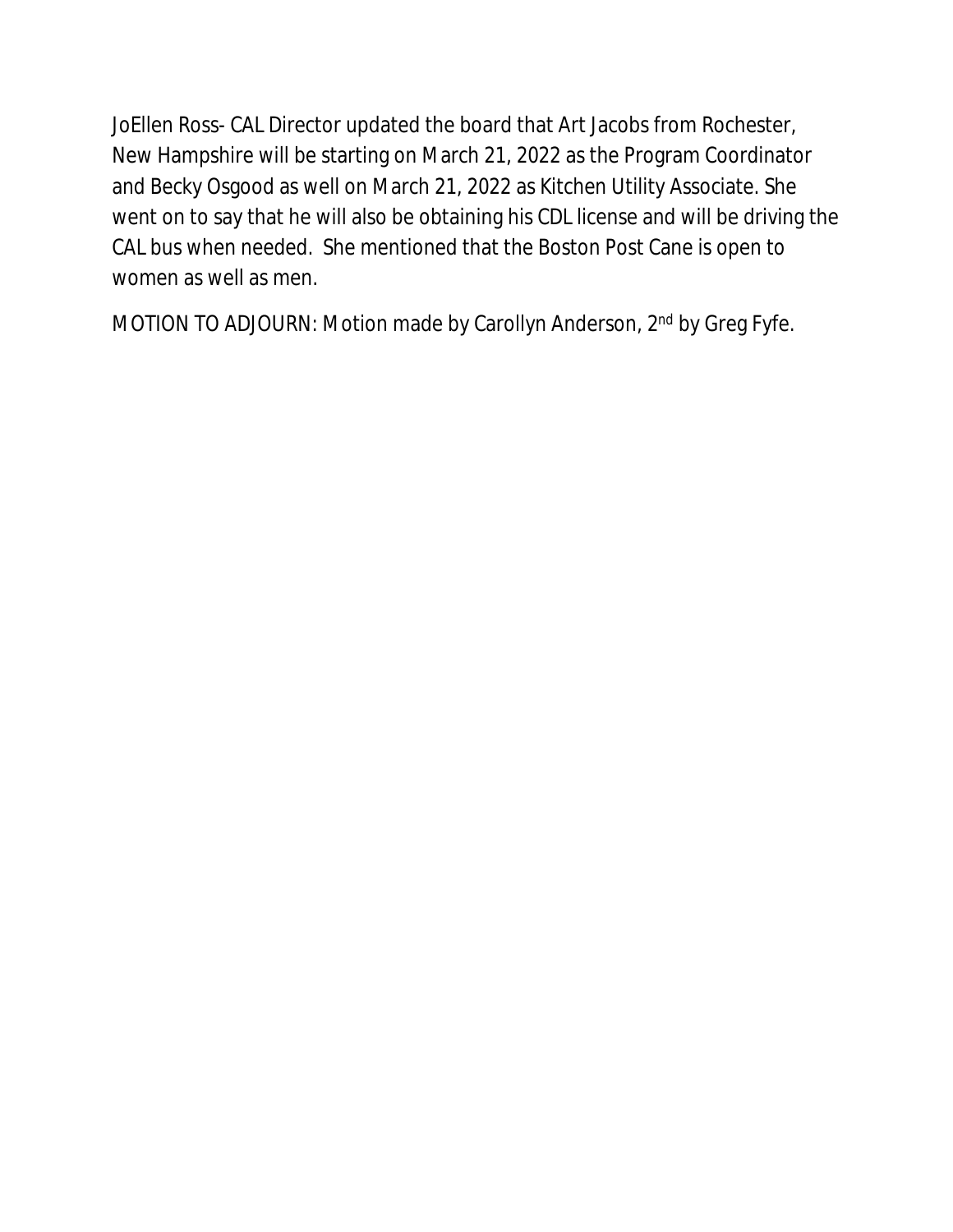JoEllen Ross- CAL Director updated the board that Art Jacobs from Rochester, New Hampshire will be starting on March 21, 2022 as the Program Coordinator and Becky Osgood as well on March 21, 2022 as Kitchen Utility Associate. She went on to say that he will also be obtaining his CDL license and will be driving the CAL bus when needed.  She mentioned that the Boston Post Cane is open to women as well as men.

MOTION TO ADJOURN: Motion made by Carollyn Anderson, 2nd by Greg Fyfe.